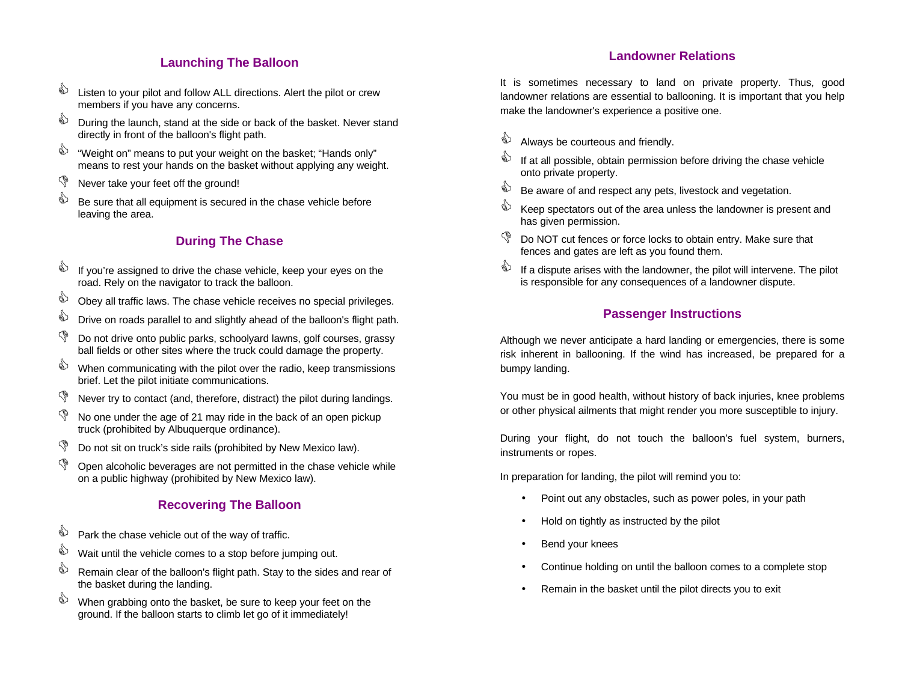## Launching The Balloon

- 👍 Listen to your pilot and follow ALL directions. Alert the pilot or crew members if you have any concerns.
- 👍 During the launch, stand at the side or back of the basket. Never stand directly in front of the balloon's flight path.
- 👍 "Weight on" means to put your weight on the basket; "Hands only" means to rest your hands on the basket without applying any weight.
- 👎 Never take your feet off the ground!
- 👍 Be sure that all equipment is secured in the chase vehicle before leaving the area.

## During The Chase

- 👍 If you're assigned to drive the chase vehicle, keep your eyes on the road. Rely on the navigator to track the balloon.
- 👍 Obey all traffic laws. The chase vehicle receives no special privileges.
- 👍 Drive on roads parallel to and slightly ahead of the balloon's flight path.
- 👎 Do not drive onto public parks, schoolyard lawns, golf courses, grassy ball fields or other sites where the truck could damage the property.
- 👍 When communicating with the pilot over the radio, keep transmissions brief. Let the pilot initiate communications.
- 👎 Never try to contact (and, therefore, distract) the pilot during landings.
- 👎 No one under the age of 21 may ride in the back of an open pickup truck (prohibited by Albuquerque ordinance).
- 👎 Do not sit on truck's side rails (prohibited by New Mexico law).
- 👎 Open alcoholic beverages are not permitted in the chase vehicle while on a public highway (prohibited by New Mexico law).

## Recovering The Balloon

- 👍 Park the chase vehicle out of the way of traffic.
- 👍 Wait until the vehicle comes to a stop before jumping out.
- 👍 Remain clear of the balloon's flight path. Stay to the sides and rear of the basket during the landing.
- 👍 When grabbing onto the basket, be sure to keep your feet on the ground. If the balloon starts to climb let go of it immediately!

## Landowner Relations

It is sometimes necessary to land on private property. Thus, good landowner relations are essential to ballooning. It is important that you help make the landowner's experience a positive one.

- 👍 Always be courteous and friendly.
- 👍 If at all possible, obtain permission before driving the chase vehicle onto private property.
- 👍 Be aware of and respect any pets, livestock and vegetation.
- 👍 Keep spectators out of the area unless the landowner is present and has given permission.
- 👎 Do NOT cut fences or force locks to obtain entry. Make sure that fences and gates are left as you found them.
- 👍 If a dispute arises with the landowner, the pilot will intervene. The pilot is responsible for any consequences of a landowner dispute.

## Passenger Instructions

Although we never anticipate a hard landing or emergencies, there is some risk inherent in ballooning. If the wind has increased, be prepared for a bumpy landing.

You must be in good health, without history of back injuries, knee problems or other physical ailments that might render you more susceptible to injury.

During your flight, do not touch the balloon's fuel system, burners, instruments or ropes.

In preparation for landing, the pilot will remind you to:

- Point out any obstacles, such as power poles, in your path
- Hold on tightly as instructed by the pilot
- Bend your knees
- Continue holding on until the balloon comes to a complete stop
- Remain in the basket until the pilot directs you to exit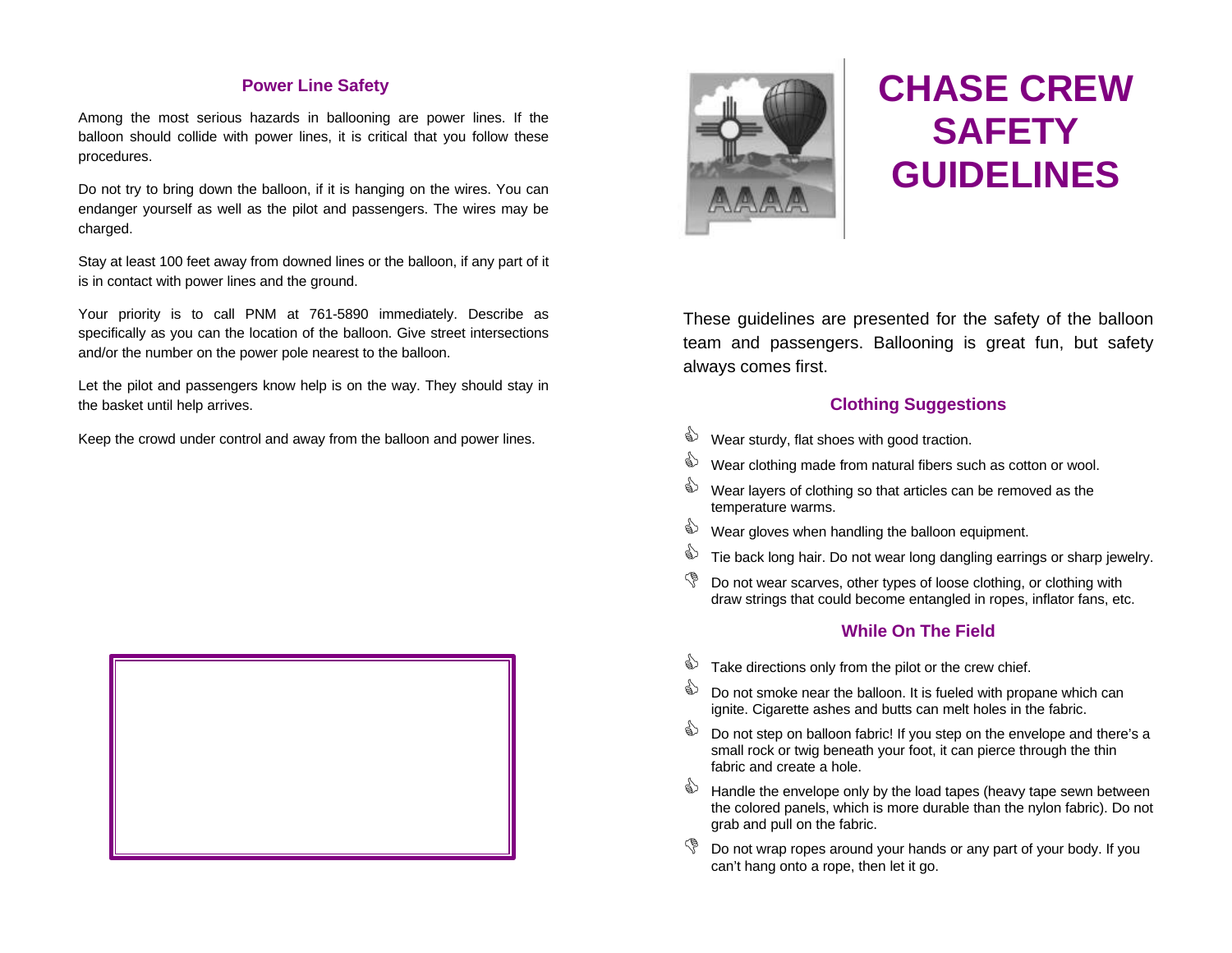## Power Line Safety

Among the most serious hazards in ballooning are power lines. If the balloon should collide with power lines, it is critical that you follow these procedures.

Do not try to bring down the balloon, if it is hanging on the wires. You can endanger yourself as well as the pilot and passengers. The wires may be charged.

Stay at least 100 feet away from downed lines or the balloon, if any part of it is in contact with power lines and the ground.

Your priority is to call PNM at 761-5890 immediately. Describe as specifically as you can the location of the balloon. Give street intersections and/or the number on the power pole nearest to the balloon.

Let the pilot and passengers know help is on the way. They should stay in the basket until help arrives.

Keep the crowd under control and away from the balloon and power lines.

AAAA

# CHASE CREW SAFETY GUIDELINES

These guidelines are presented for the safety of the balloon team and passengers. Ballooning is great fun, but safety always comes first.

## Clothing Suggestions

- Wear sturdy, flat shoes with good traction.
- Wear clothing made from natural fibers such as cotton or wool.
- Wear layers of clothing so that articles can be removed as the temperature warms.
- Wear gloves when handling the balloon equipment.
- Tie back long hair. Do not wear long dangling earrings or sharp jewelry.
- Do not wear scarves, other types of loose clothing, or clothing with draw strings that could become entangled in ropes, inflator fans, etc.

## While On The Field

- Take directions only from the pilot or the crew chief.
- Do not smoke near the balloon. It is fueled with propane which can ignite. Cigarette ashes and butts can melt holes in the fabric.
- Do not step on balloon fabric! If you step on the envelope and there's a small rock or twig beneath your foot, it can pierce through the thin fabric and create a hole.
- Handle the envelope only by the load tapes (heavy tape sewn between the colored panels, which is more durable than the nylon fabric). Do not grab and pull on the fabric.
- Do not wrap ropes around your hands or any part of your body. If you can't hang onto a rope, then let it go.